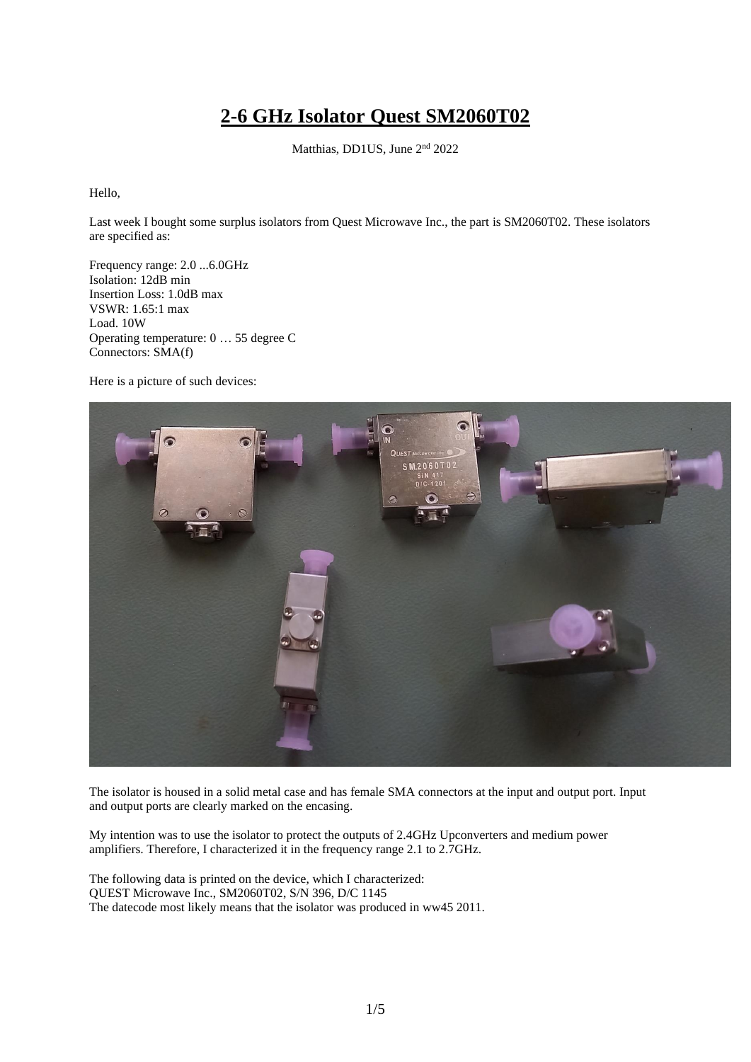# 2-6 GHz Isolator Quest SM2060T02

Matthias, DD1US, June 2nd 2022

Hello,

Last week I bought some surplus isolators from Quest Microwave Inc., the part is SM2060T02. These isolators are specified as:

Frequency range: 2.0 ...6.0GHz
Isolation: 12dB min
Insertion Loss: 1.0dB max
VSWR: 1.65:1 max
Load. 10W
Operating temperature: 0 … 55 degree C
Connectors: SMA(f)

Here is a picture of such devices:

The isolator is housed in a solid metal case and has female SMA connectors at the input and output port. Input and output ports are clearly marked on the encasing.

My intention was to use the isolator to protect the outputs of 2.4GHz Upconverters and medium power amplifiers. Therefore, I characterized it in the frequency range 2.1 to 2.7GHz.

The following data is printed on the device, which I characterized:
QUEST Microwave Inc., SM2060T02, S/N 396, D/C 1145
The datecode most likely means that the isolator was produced in ww45 2011.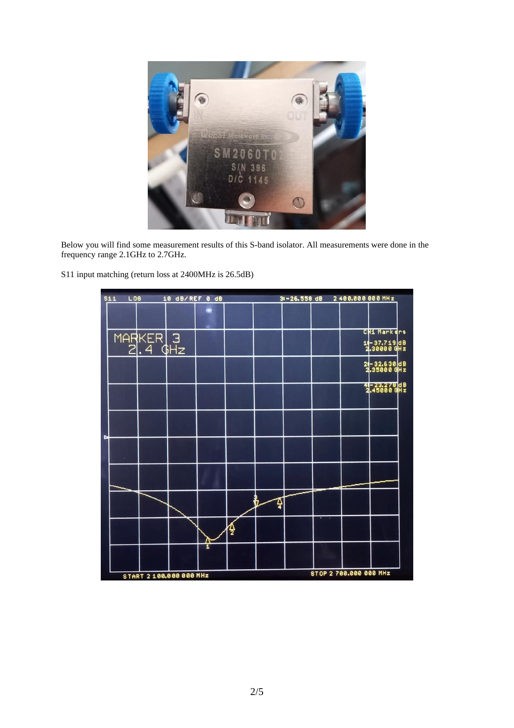Below you will find some measurement results of this S-band isolator. All measurements were done in the frequency range 2.1GHz to 2.7GHz.

S11 input matching (return loss at 2400MHz is 26.5dB)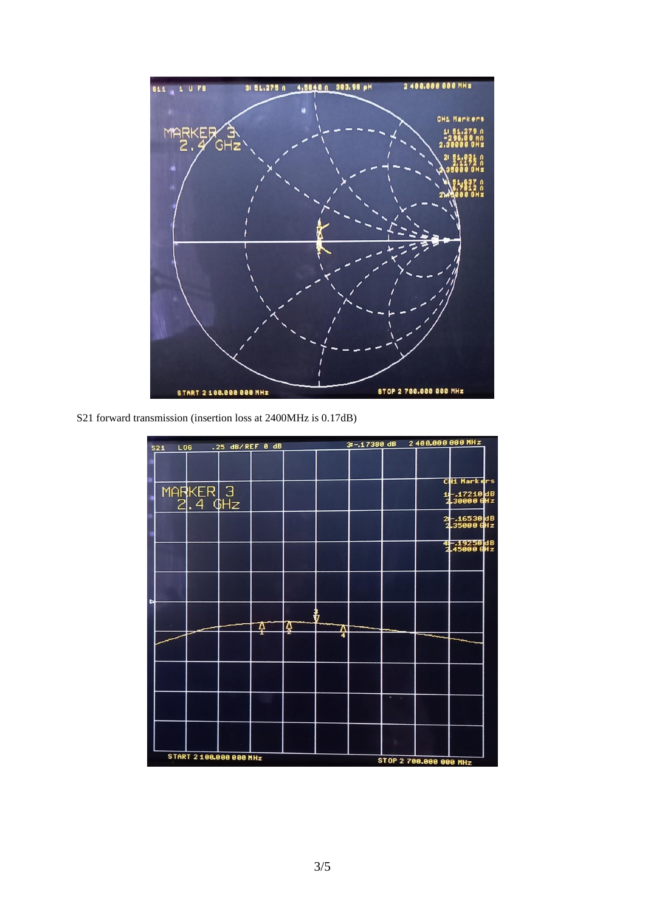S21 forward transmission (insertion loss at 2400MHz is 0.17dB)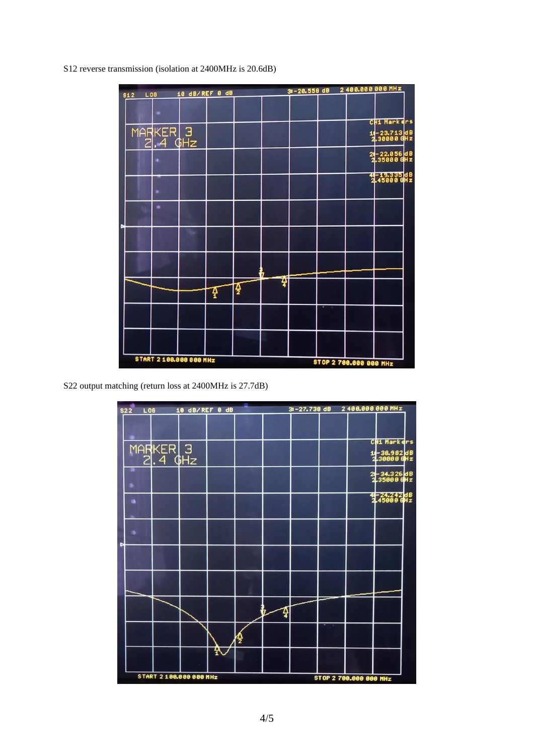S12 reverse transmission (isolation at 2400MHz is 20.6dB)

S22 output matching (return loss at 2400MHz is 27.7dB)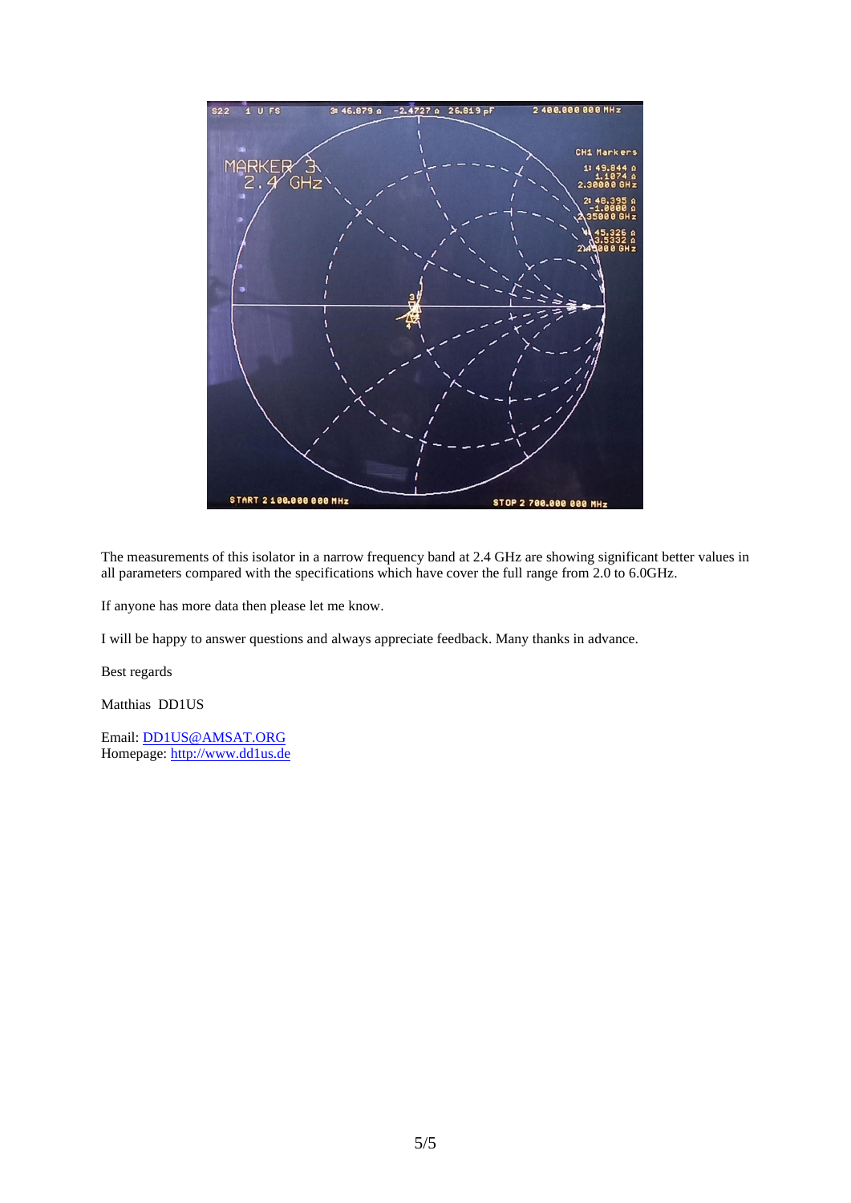S22 1 U FS 3: 46.879 Ω -2.4727 Ω 26.819 pF 2 400.000 000 MHz

MARKER 3
2.4 GHz

CH1 Markers
1: 49.844 Ω
1.1074 Ω
2.30000 GHz
2: 48.395 Ω
-1.0000 Ω
2.35000 GHz
4: 45.326 Ω
3.5332 Ω
2.45000 GHz

START 2 100.000 000 MHz STOP 2 700.000 000 MHz

The measurements of this isolator in a narrow frequency band at 2.4 GHz are showing significant better values in all parameters compared with the specifications which have cover the full range from 2.0 to 6.0GHz.

If anyone has more data then please let me know.

I will be happy to answer questions and always appreciate feedback. Many thanks in advance.

Best regards

Matthias DD1US

Email: [DD1US@AMSAT.ORG](mailto:DD1US@AMSAT.ORG)
Homepage: [http://www.dd1us.de](http://www.dd1us.de)